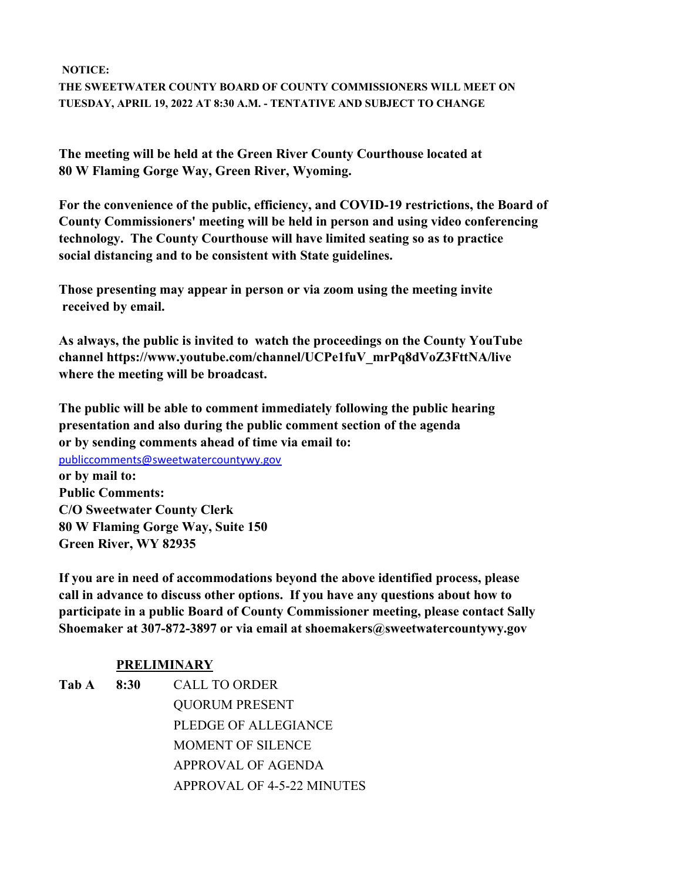**NOTICE:**

**THE SWEETWATER COUNTY BOARD OF COUNTY COMMISSIONERS WILL MEET ON TUESDAY, APRIL 19, 2022 AT 8:30 A.M. - TENTATIVE AND SUBJECT TO CHANGE**

**The meeting will be held at the Green River County Courthouse located at 80 W Flaming Gorge Way, Green River, Wyoming.**

**For the convenience of the public, efficiency, and COVID-19 restrictions, the Board of County Commissioners' meeting will be held in person and using video conferencing technology. The County Courthouse will have limited seating so as to practice social distancing and to be consistent with State guidelines.**

**Those presenting may appear in person or via zoom using the meeting invite received by email.**

**As always, the public is invited to watch the proceedings on the County YouTube channel https://www.youtube.com/channel/UCPe1fuV_mrPq8dVoZ3FttNA/live where the meeting will be broadcast.**

**The public will be able to comment immediately following the public hearing presentation and also during the public comment section of the agenda or by sending comments ahead of time via email to:**
publiccomments@sweetwatercountywy.gov
**or by mail to:**
**Public Comments:**
**C/O Sweetwater County Clerk**
**80 W Flaming Gorge Way, Suite 150**
**Green River, WY 82935**

**If you are in need of accommodations beyond the above identified process, please call in advance to discuss other options. If you have any questions about how to participate in a public Board of County Commissioner meeting, please contact Sally Shoemaker at 307-872-3897 or via email at shoemakers@sweetwatercountywy.gov**

**PRELIMINARY**

**Tab A** **8:30** CALL TO ORDER
QUORUM PRESENT
PLEDGE OF ALLEGIANCE
MOMENT OF SILENCE
APPROVAL OF AGENDA
APPROVAL OF 4-5-22 MINUTES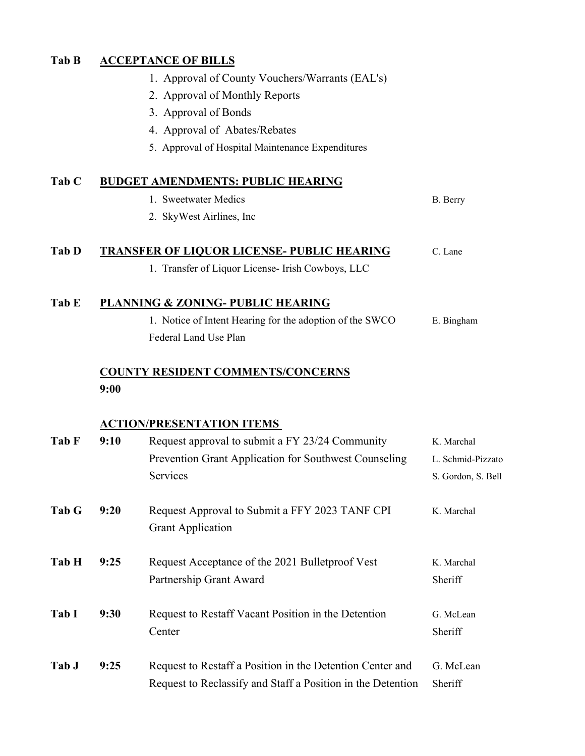**Tab B** **ACCEPTANCE OF BILLS**

1. Approval of County Vouchers/Warrants (EAL's)
2. Approval of Monthly Reports
3. Approval of Bonds
4. Approval of Abates/Rebates
5. Approval of Hospital Maintenance Expenditures

**Tab C** **BUDGET AMENDMENTS: PUBLIC HEARING**

1. Sweetwater Medics — B. Berry
2. SkyWest Airlines, Inc

**Tab D** **TRANSFER OF LIQUOR LICENSE- PUBLIC HEARING** — C. Lane

1. Transfer of Liquor License- Irish Cowboys, LLC

**Tab E** **PLANNING & ZONING- PUBLIC HEARING**

1. Notice of Intent Hearing for the adoption of the SWCO Federal Land Use Plan — E. Bingham

**COUNTY RESIDENT COMMENTS/CONCERNS**

**9:00**

**ACTION/PRESENTATION ITEMS**

| Tab | Time | Item | Presenter |
|---|---|---|---|
| **Tab F** | **9:10** | Request approval to submit a FY 23/24 Community Prevention Grant Application for Southwest Counseling Services | K. Marchal, L. Schmid-Pizzato, S. Gordon, S. Bell |
| **Tab G** | **9:20** | Request Approval to Submit a FFY 2023 TANF CPI Grant Application | K. Marchal |
| **Tab H** | **9:25** | Request Acceptance of the 2021 Bulletproof Vest Partnership Grant Award | K. Marchal, Sheriff |
| **Tab I** | **9:30** | Request to Restaff Vacant Position in the Detention Center | G. McLean, Sheriff |
| **Tab J** | **9:25** | Request to Restaff a Position in the Detention Center and Request to Reclassify and Staff a Position in the Detention | G. McLean, Sheriff |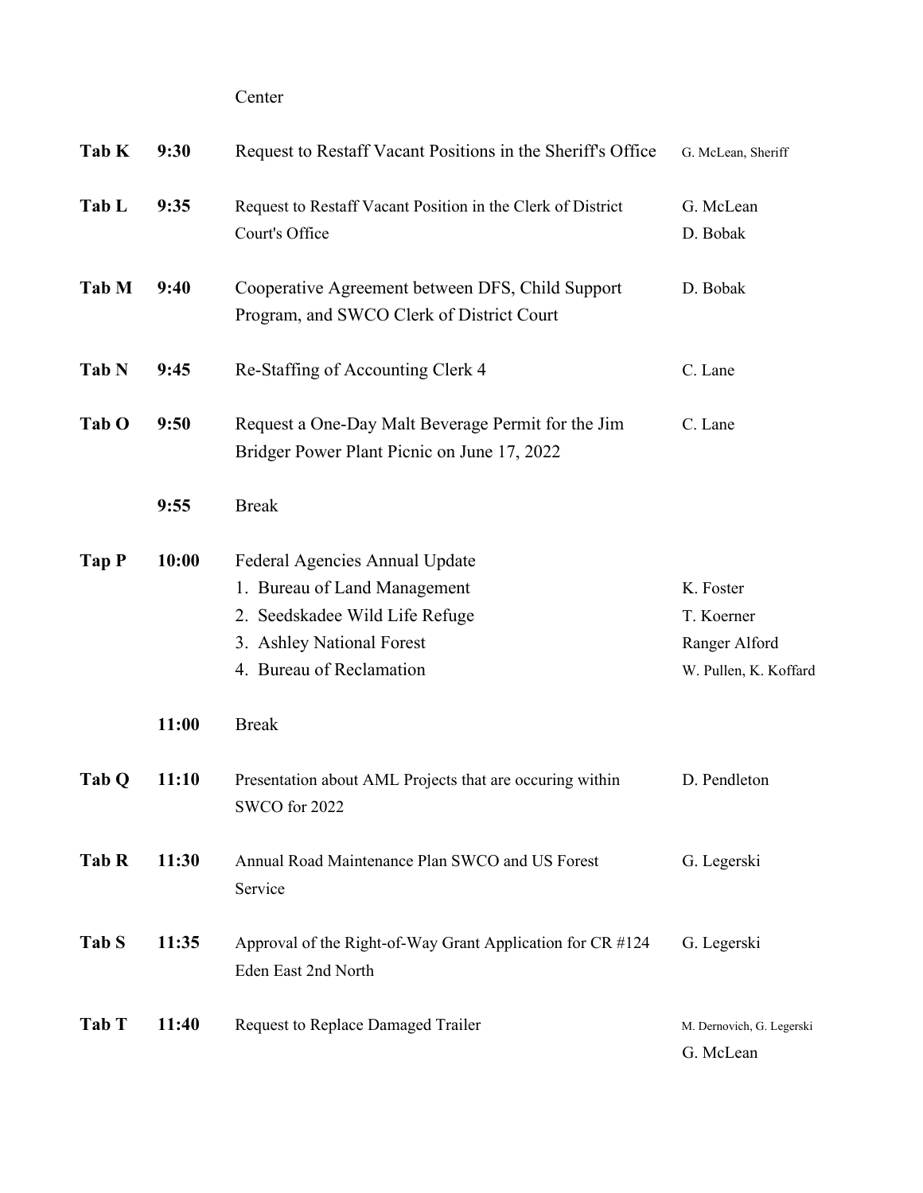Center

| | | | |
|---|---|---|---|
| **Tab K** | **9:30** | Request to Restaff Vacant Positions in the Sheriff's Office | G. McLean, Sheriff |
| **Tab L** | **9:35** | Request to Restaff Vacant Position in the Clerk of District Court's Office | G. McLean<br>D. Bobak |
| **Tab M** | **9:40** | Cooperative Agreement between DFS, Child Support Program, and SWCO Clerk of District Court | D. Bobak |
| **Tab N** | **9:45** | Re-Staffing of Accounting Clerk 4 | C. Lane |
| **Tab O** | **9:50** | Request a One-Day Malt Beverage Permit for the Jim Bridger Power Plant Picnic on June 17, 2022 | C. Lane |
| | **9:55** | Break | |
| **Tap P** | **10:00** | Federal Agencies Annual Update<br>1. Bureau of Land Management<br>2. Seedskadee Wild Life Refuge<br>3. Ashley National Forest<br>4. Bureau of Reclamation | <br>K. Foster<br>T. Koerner<br>Ranger Alford<br>W. Pullen, K. Koffard |
| | **11:00** | Break | |
| **Tab Q** | **11:10** | Presentation about AML Projects that are occuring within SWCO for 2022 | D. Pendleton |
| **Tab R** | **11:30** | Annual Road Maintenance Plan SWCO and US Forest Service | G. Legerski |
| **Tab S** | **11:35** | Approval of the Right-of-Way Grant Application for CR #124 Eden East 2nd North | G. Legerski |
| **Tab T** | **11:40** | Request to Replace Damaged Trailer | M. Dernovich, G. Legerski<br>G. McLean |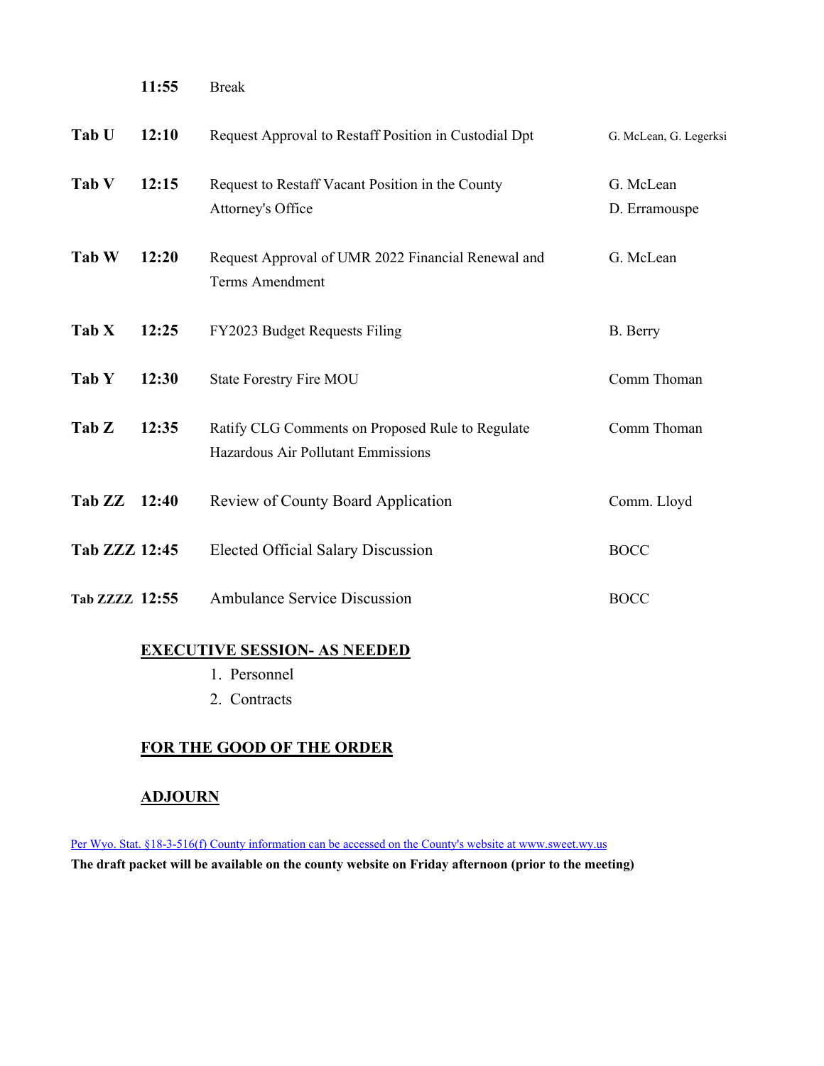| | | | |
|---|---|---|---|
| | **11:55** | Break | |
| **Tab U** | **12:10** | Request Approval to Restaff Position in Custodial Dpt | G. McLean, G. Legerksi |
| **Tab V** | **12:15** | Request to Restaff Vacant Position in the County Attorney's Office | G. McLean<br>D. Erramouspe |
| **Tab W** | **12:20** | Request Approval of UMR 2022 Financial Renewal and Terms Amendment | G. McLean |
| **Tab X** | **12:25** | FY2023 Budget Requests Filing | B. Berry |
| **Tab Y** | **12:30** | State Forestry Fire MOU | Comm Thoman |
| **Tab Z** | **12:35** | Ratify CLG Comments on Proposed Rule to Regulate Hazardous Air Pollutant Emmissions | Comm Thoman |
| **Tab ZZ** | **12:40** | Review of County Board Application | Comm. Lloyd |
| **Tab ZZZ** | **12:45** | Elected Official Salary Discussion | BOCC |
| **Tab ZZZZ** | **12:55** | Ambulance Service Discussion | BOCC |

**EXECUTIVE SESSION- AS NEEDED**

1. Personnel
2. Contracts

**FOR THE GOOD OF THE ORDER**

**ADJOURN**

Per Wyo. Stat. §18-3-516(f) County information can be accessed on the County's website at www.sweet.wy.us

**The draft packet will be available on the county website on Friday afternoon (prior to the meeting)**